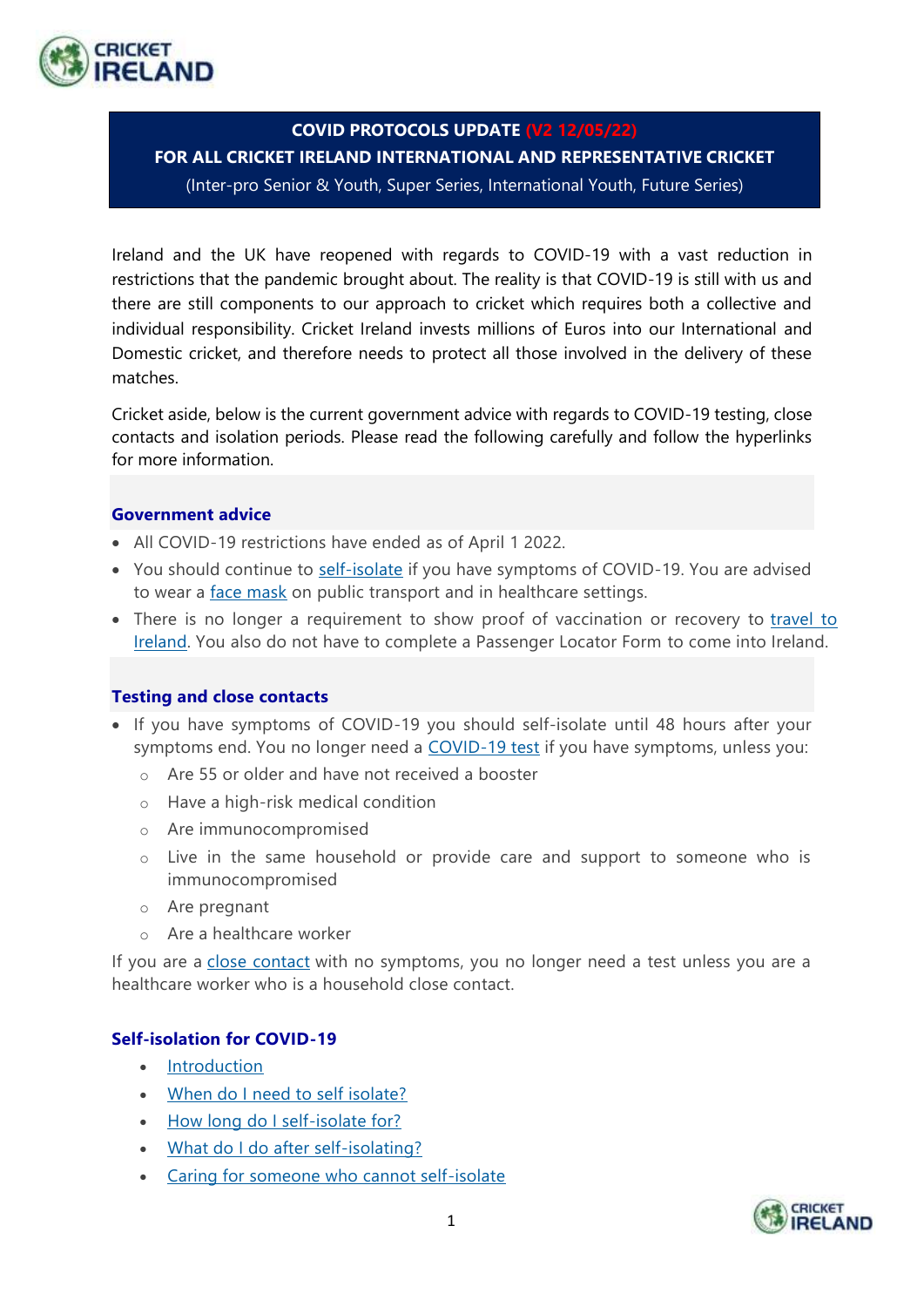**COVID PROTOCOLS UPDATE (V2 12/05/22)**
**FOR ALL CRICKET IRELAND INTERNATIONAL AND REPRESENTATIVE CRICKET**
(Inter-pro Senior & Youth, Super Series, International Youth, Future Series)

Ireland and the UK have reopened with regards to COVID-19 with a vast reduction in restrictions that the pandemic brought about. The reality is that COVID-19 is still with us and there are still components to our approach to cricket which requires both a collective and individual responsibility. Cricket Ireland invests millions of Euros into our International and Domestic cricket, and therefore needs to protect all those involved in the delivery of these matches.

Cricket aside, below is the current government advice with regards to COVID-19 testing, close contacts and isolation periods. Please read the following carefully and follow the hyperlinks for more information.

## Government advice

- All COVID-19 restrictions have ended as of April 1 2022.
- You should continue to self-isolate if you have symptoms of COVID-19. You are advised to wear a face mask on public transport and in healthcare settings.
- There is no longer a requirement to show proof of vaccination or recovery to travel to Ireland. You also do not have to complete a Passenger Locator Form to come into Ireland.

## Testing and close contacts

- If you have symptoms of COVID-19 you should self-isolate until 48 hours after your symptoms end. You no longer need a COVID-19 test if you have symptoms, unless you:
  - Are 55 or older and have not received a booster
  - Have a high-risk medical condition
  - Are immunocompromised
  - Live in the same household or provide care and support to someone who is immunocompromised
  - Are pregnant
  - Are a healthcare worker

If you are a close contact with no symptoms, you no longer need a test unless you are a healthcare worker who is a household close contact.

## Self-isolation for COVID-19

- Introduction
- When do I need to self isolate?
- How long do I self-isolate for?
- What do I do after self-isolating?
- Caring for someone who cannot self-isolate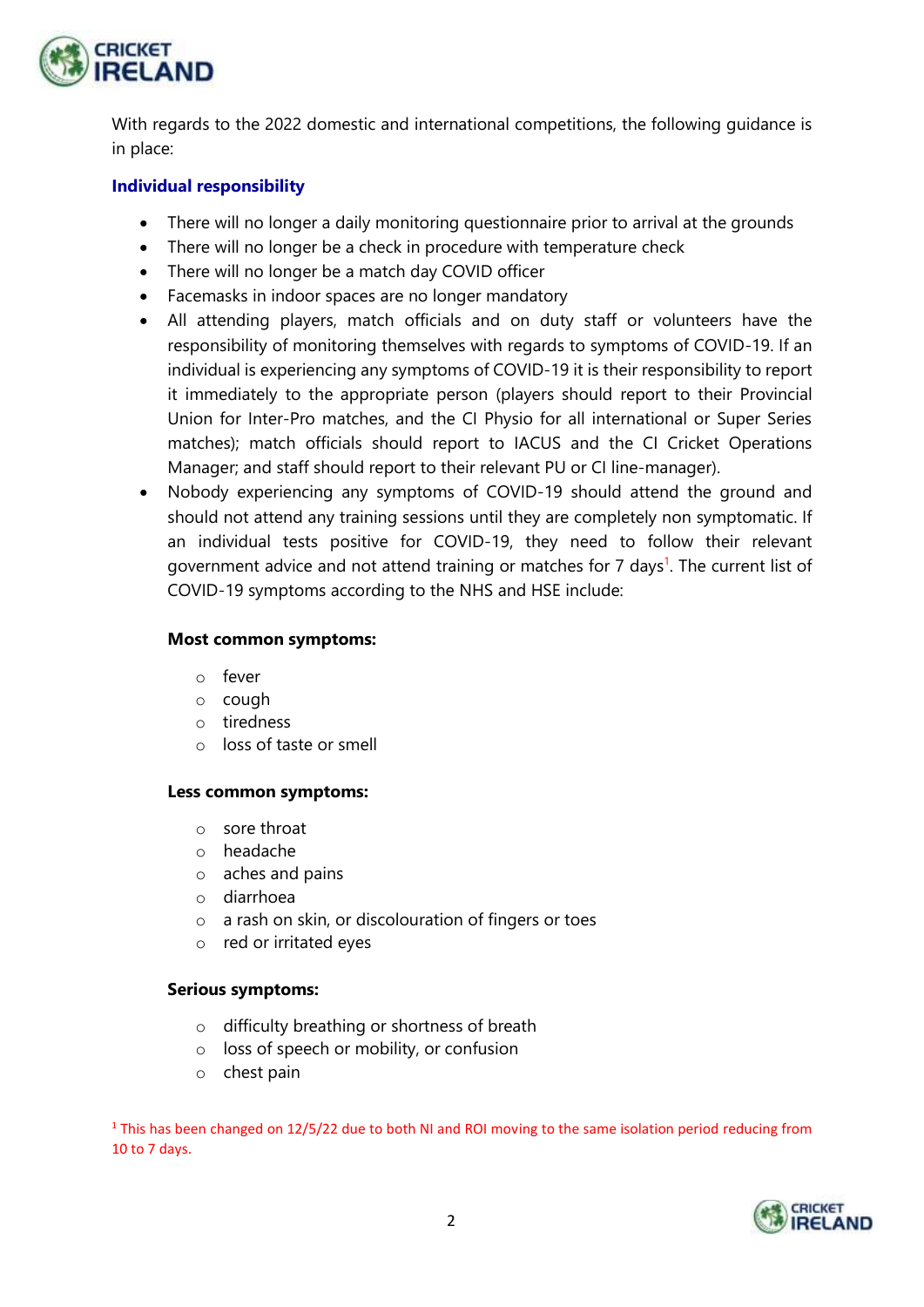With regards to the 2022 domestic and international competitions, the following guidance is in place:

### Individual responsibility

- There will no longer a daily monitoring questionnaire prior to arrival at the grounds
- There will no longer be a check in procedure with temperature check
- There will no longer be a match day COVID officer
- Facemasks in indoor spaces are no longer mandatory
- All attending players, match officials and on duty staff or volunteers have the responsibility of monitoring themselves with regards to symptoms of COVID-19. If an individual is experiencing any symptoms of COVID-19 it is their responsibility to report it immediately to the appropriate person (players should report to their Provincial Union for Inter-Pro matches, and the CI Physio for all international or Super Series matches); match officials should report to IACUS and the CI Cricket Operations Manager; and staff should report to their relevant PU or CI line-manager).
- Nobody experiencing any symptoms of COVID-19 should attend the ground and should not attend any training sessions until they are completely non symptomatic. If an individual tests positive for COVID-19, they need to follow their relevant government advice and not attend training or matches for 7 days[1]. The current list of COVID-19 symptoms according to the NHS and HSE include:

  **Most common symptoms:**

  - fever
  - cough
  - tiredness
  - loss of taste or smell

  **Less common symptoms:**

  - sore throat
  - headache
  - aches and pains
  - diarrhoea
  - a rash on skin, or discolouration of fingers or toes
  - red or irritated eyes

  **Serious symptoms:**

  - difficulty breathing or shortness of breath
  - loss of speech or mobility, or confusion
  - chest pain

[1] This has been changed on 12/5/22 due to both NI and ROI moving to the same isolation period reducing from 10 to 7 days.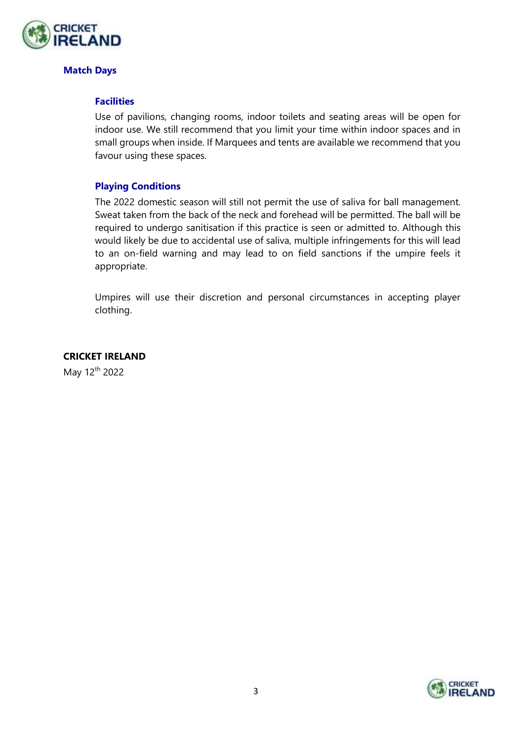## Match Days

### Facilities

Use of pavilions, changing rooms, indoor toilets and seating areas will be open for indoor use. We still recommend that you limit your time within indoor spaces and in small groups when inside. If Marquees and tents are available we recommend that you favour using these spaces.

### Playing Conditions

The 2022 domestic season will still not permit the use of saliva for ball management. Sweat taken from the back of the neck and forehead will be permitted. The ball will be required to undergo sanitisation if this practice is seen or admitted to. Although this would likely be due to accidental use of saliva, multiple infringements for this will lead to an on-field warning and may lead to on field sanctions if the umpire feels it appropriate.

Umpires will use their discretion and personal circumstances in accepting player clothing.

**CRICKET IRELAND**

May 12th 2022